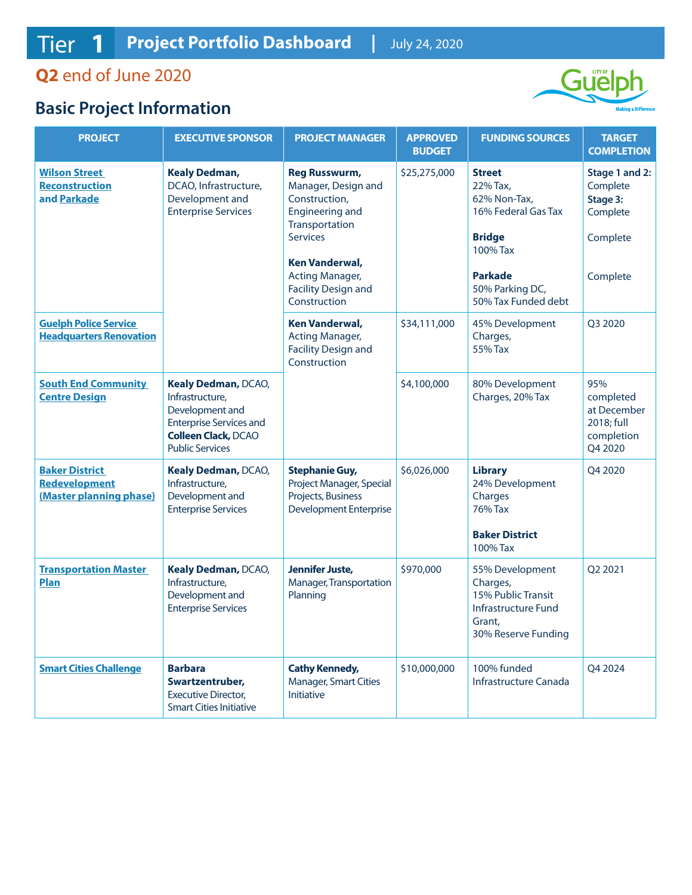# Tier 1 Project Portfolio Dashboard | July 24, 2020

## Q2 end of June 2020

## Basic Project Information

| PROJECT | EXECUTIVE SPONSOR | PROJECT MANAGER | APPROVED BUDGET | FUNDING SOURCES | TARGET COMPLETION |
|---|---|---|---|---|---|
| Wilson Street Reconstruction and Parkade | **Kealy Dedman,** DCAO, Infrastructure, Development and Enterprise Services | **Reg Russwurm,** Manager, Design and Construction, Engineering and Transportation Services<br><br>**Ken Vanderwal,** Acting Manager, Facility Design and Construction | $25,275,000 | **Street** 22% Tax, 62% Non-Tax, 16% Federal Gas Tax<br><br>**Bridge** 100% Tax<br><br>**Parkade** 50% Parking DC, 50% Tax Funded debt | **Stage 1 and 2:** Complete **Stage 3:** Complete<br><br>Complete<br><br>Complete |
| Guelph Police Service Headquarters Renovation | **Kealy Dedman,** DCAO, Infrastructure, Development and Enterprise Services | **Ken Vanderwal,** Acting Manager, Facility Design and Construction | $34,111,000 | 45% Development Charges, 55% Tax | Q3 2020 |
| South End Community Centre Design | **Kealy Dedman,** DCAO, Infrastructure, Development and Enterprise Services and **Colleen Clack,** DCAO Public Services | **Ken Vanderwal,** Acting Manager, Facility Design and Construction | $4,100,000 | 80% Development Charges, 20% Tax | 95% completed at December 2018; full completion Q4 2020 |
| Baker District Redevelopment (Master planning phase) | **Kealy Dedman,** DCAO, Infrastructure, Development and Enterprise Services | **Stephanie Guy,** Project Manager, Special Projects, Business Development Enterprise | $6,026,000 | **Library** 24% Development Charges 76% Tax<br><br>**Baker District** 100% Tax | Q4 2020 |
| Transportation Master Plan | **Kealy Dedman,** DCAO, Infrastructure, Development and Enterprise Services | **Jennifer Juste,** Manager, Transportation Planning | $970,000 | 55% Development Charges, 15% Public Transit Infrastructure Fund Grant, 30% Reserve Funding | Q2 2021 |
| Smart Cities Challenge | **Barbara Swartzentruber,** Executive Director, Smart Cities Initiative | **Cathy Kennedy,** Manager, Smart Cities Initiative | $10,000,000 | 100% funded Infrastructure Canada | Q4 2024 |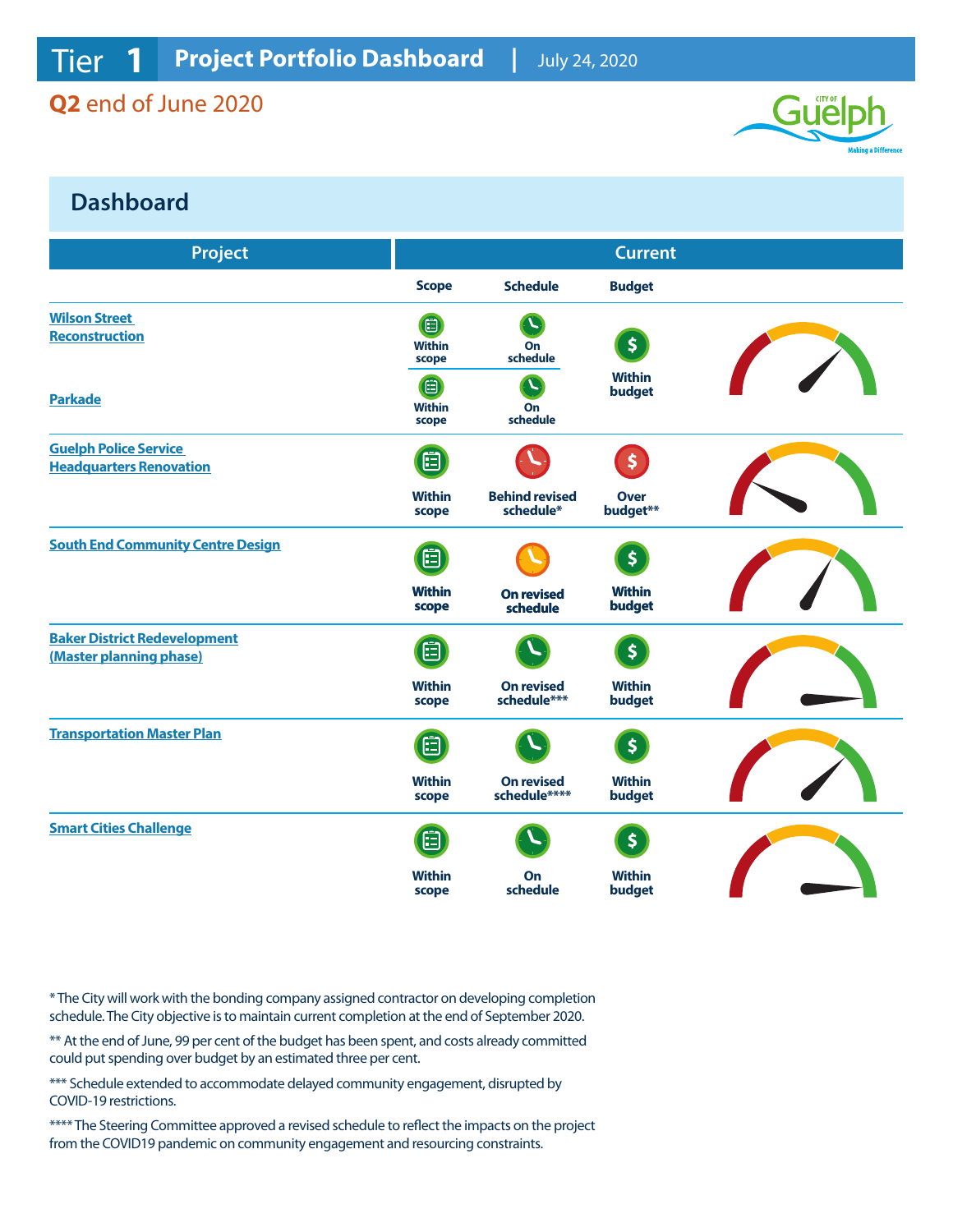# Tier 1 Project Portfolio Dashboard | July 24, 2020

## Q2 end of June 2020

## Dashboard

| Project | Current | | |
|---|---|---|---|
| | Scope | Schedule | Budget |
| Wilson Street Reconstruction | Within scope | On schedule | Within budget |
| Parkade | Within scope | On schedule | |
| Guelph Police Service Headquarters Renovation | Within scope | Behind revised schedule* | Over budget** |
| South End Community Centre Design | Within scope | On revised schedule | Within budget |
| Baker District Redevelopment (Master planning phase) | Within scope | On revised schedule*** | Within budget |
| Transportation Master Plan | Within scope | On revised schedule**** | Within budget |
| Smart Cities Challenge | Within scope | On schedule | Within budget |

* The City will work with the bonding company assigned contractor on developing completion schedule. The City objective is to maintain current completion at the end of September 2020.

** At the end of June, 99 per cent of the budget has been spent, and costs already committed could put spending over budget by an estimated three per cent.

*** Schedule extended to accommodate delayed community engagement, disrupted by COVID-19 restrictions.

**** The Steering Committee approved a revised schedule to reflect the impacts on the project from the COVID19 pandemic on community engagement and resourcing constraints.